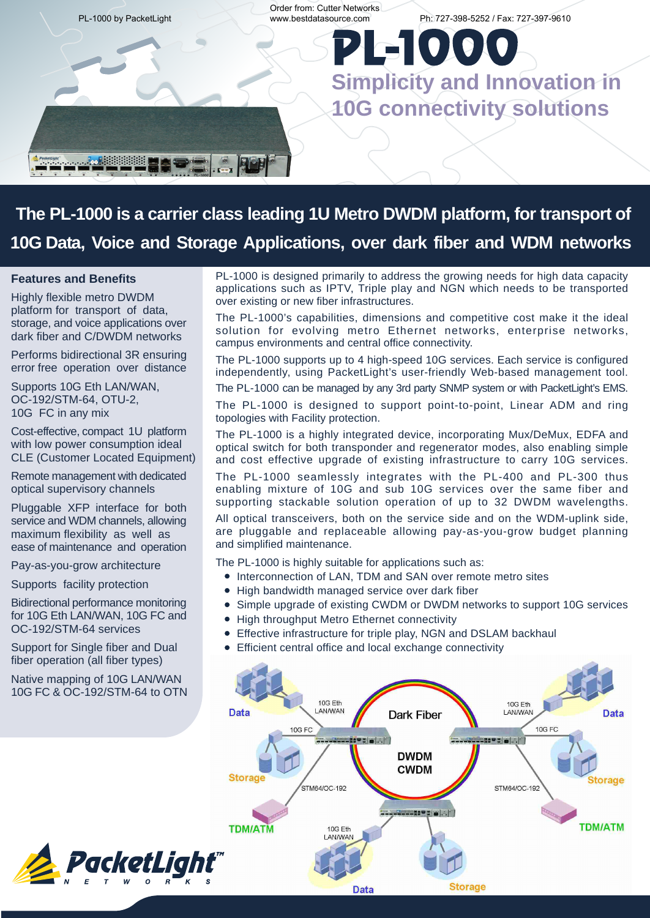Order from: Cutter Networks
www.bestdatasource.com
Ph: 727-398-5252 / Fax: 727-397-9610

# PL-1000

## Simplicity and Innovation in 10G connectivity solutions

**The PL-1000 is a carrier class leading 1U Metro DWDM platform, for transport of 10G Data, Voice and Storage Applications, over dark fiber and WDM networks**

### Features and Benefits

Highly flexible metro DWDM platform for transport of data, storage, and voice applications over dark fiber and C/DWDM networks

Performs bidirectional 3R ensuring error free operation over distance

Supports 10G Eth LAN/WAN, OC-192/STM-64, OTU-2, 10G FC in any mix

Cost-effective, compact 1U platform with low power consumption ideal CLE (Customer Located Equipment)

Remote management with dedicated optical supervisory channels

Pluggable XFP interface for both service and WDM channels, allowing maximum flexibility as well as ease of maintenance and operation

Pay-as-you-grow architecture

Supports facility protection

Bidirectional performance monitoring for 10G Eth LAN/WAN, 10G FC and OC-192/STM-64 services

Support for Single fiber and Dual fiber operation (all fiber types)

Native mapping of 10G LAN/WAN 10G FC & OC-192/STM-64 to OTN

PL-1000 is designed primarily to address the growing needs for high data capacity applications such as IPTV, Triple play and NGN which needs to be transported over existing or new fiber infrastructures.

The PL-1000's capabilities, dimensions and competitive cost make it the ideal solution for evolving metro Ethernet networks, enterprise networks, campus environments and central office connectivity.

The PL-1000 supports up to 4 high-speed 10G services. Each service is configured independently, using PacketLight's user-friendly Web-based management tool.

The PL-1000 can be managed by any 3rd party SNMP system or with PacketLight's EMS.

The PL-1000 is designed to support point-to-point, Linear ADM and ring topologies with Facility protection.

The PL-1000 is a highly integrated device, incorporating Mux/DeMux, EDFA and optical switch for both transponder and regenerator modes, also enabling simple and cost effective upgrade of existing infrastructure to carry 10G services.

The PL-1000 seamlessly integrates with the PL-400 and PL-300 thus enabling mixture of 10G and sub 10G services over the same fiber and supporting stackable solution operation of up to 32 DWDM wavelengths.

All optical transceivers, both on the service side and on the WDM-uplink side, are pluggable and replaceable allowing pay-as-you-grow budget planning and simplified maintenance.

The PL-1000 is highly suitable for applications such as:

- Interconnection of LAN, TDM and SAN over remote metro sites
- High bandwidth managed service over dark fiber
- Simple upgrade of existing CWDM or DWDM networks to support 10G services
- High throughput Metro Ethernet connectivity
- Effective infrastructure for triple play, NGN and DSLAM backhaul
- Efficient central office and local exchange connectivity

Data | 10G Eth LAN/WAN | Dark Fiber | 10G Eth LAN/WAN | Data | 10G FC | 10G FC | Storage | DWDM CWDM | Storage | STM64/OC-192 | STM64/OC-192 | TDM/ATM | TDM/ATM | 10G Eth LAN/WAN | Data | Storage

PacketLight™ NETWORKS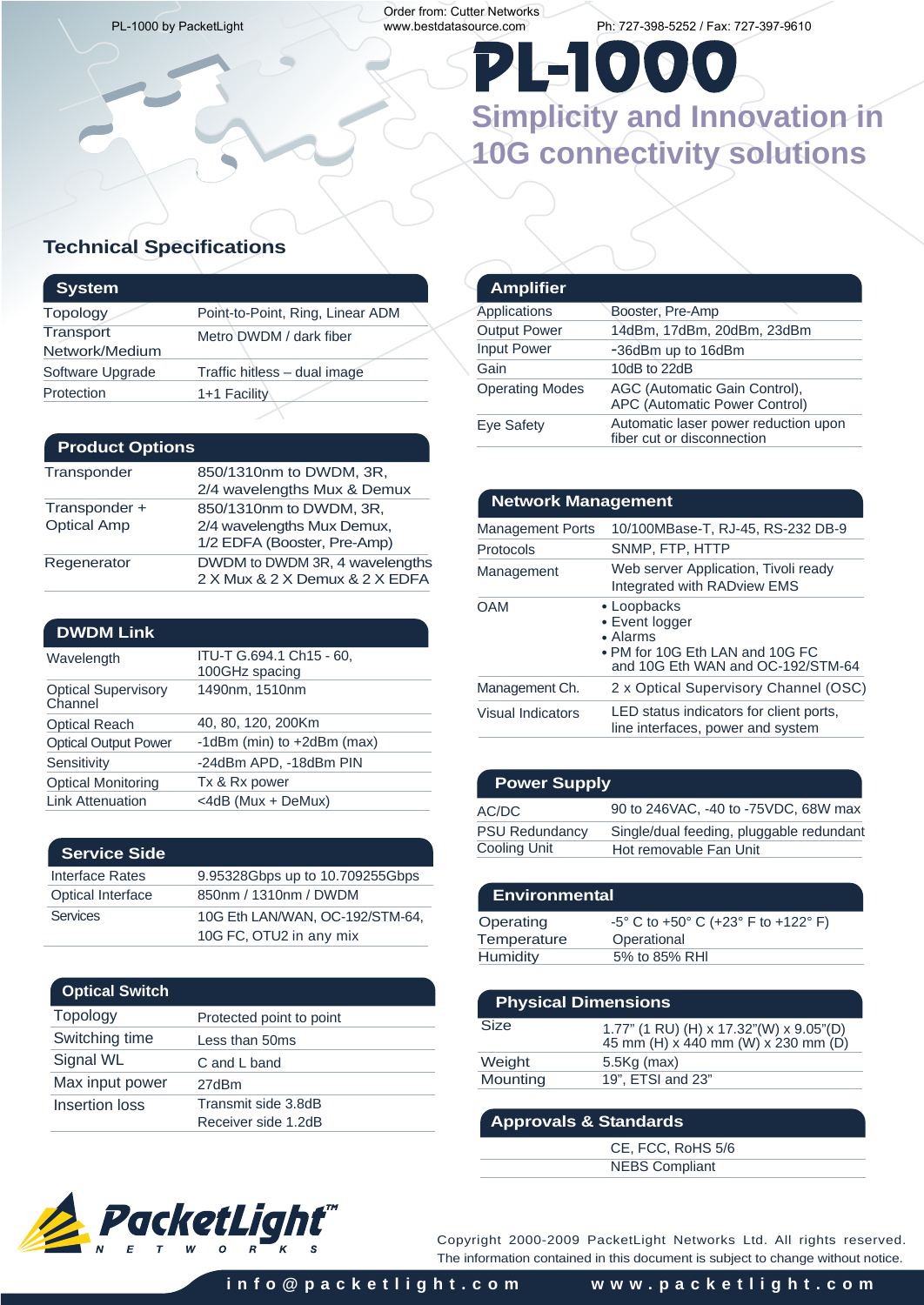# PL-1000

## Simplicity and Innovation in 10G connectivity solutions

## Technical Specifications

### System

| | |
|---|---|
| Topology | Point-to-Point, Ring, Linear ADM |
| Transport Network/Medium | Metro DWDM / dark fiber |
| Software Upgrade | Traffic hitless – dual image |
| Protection | 1+1 Facility |

### Product Options

| | |
|---|---|
| Transponder | 850/1310nm to DWDM, 3R, 2/4 wavelengths Mux & Demux |
| Transponder + Optical Amp | 850/1310nm to DWDM, 3R, 2/4 wavelengths Mux Demux, 1/2 EDFA (Booster, Pre-Amp) |
| Regenerator | DWDM to DWDM 3R, 4 wavelengths 2 X Mux & 2 X Demux & 2 X EDFA |

### DWDM Link

| | |
|---|---|
| Wavelength | ITU-T G.694.1 Ch15 - 60, 100GHz spacing |
| Optical Supervisory Channel | 1490nm, 1510nm |
| Optical Reach | 40, 80, 120, 200Km |
| Optical Output Power | -1dBm (min) to +2dBm (max) |
| Sensitivity | -24dBm APD, -18dBm PIN |
| Optical Monitoring | Tx & Rx power |
| Link Attenuation | <4dB (Mux + DeMux) |

### Service Side

| | |
|---|---|
| Interface Rates | 9.95328Gbps up to 10.709255Gbps |
| Optical Interface | 850nm / 1310nm / DWDM |
| Services | 10G Eth LAN/WAN, OC-192/STM-64, 10G FC, OTU2 in any mix |

### Optical Switch

| | |
|---|---|
| Topology | Protected point to point |
| Switching time | Less than 50ms |
| Signal WL | C and L band |
| Max input power | 27dBm |
| Insertion loss | Transmit side 3.8dB Receiver side 1.2dB |

### Amplifier

| | |
|---|---|
| Applications | Booster, Pre-Amp |
| Output Power | 14dBm, 17dBm, 20dBm, 23dBm |
| Input Power | -36dBm up to 16dBm |
| Gain | 10dB to 22dB |
| Operating Modes | AGC (Automatic Gain Control), APC (Automatic Power Control) |
| Eye Safety | Automatic laser power reduction upon fiber cut or disconnection |

### Network Management

| | |
|---|---|
| Management Ports | 10/100MBase-T, RJ-45, RS-232 DB-9 |
| Protocols | SNMP, FTP, HTTP |
| Management | Web server Application, Tivoli ready Integrated with RADview EMS |
| OAM | • Loopbacks<br>• Event logger<br>• Alarms<br>• PM for 10G Eth LAN and 10G FC and 10G Eth WAN and OC-192/STM-64 |
| Management Ch. | 2 x Optical Supervisory Channel (OSC) |
| Visual Indicators | LED status indicators for client ports, line interfaces, power and system |

### Power Supply

| | |
|---|---|
| AC/DC | 90 to 246VAC, -40 to -75VDC, 68W max |
| PSU Redundancy | Single/dual feeding, pluggable redundant |
| Cooling Unit | Hot removable Fan Unit |

### Environmental

| | |
|---|---|
| Operating Temperature | -5° C to +50° C (+23° F to +122° F) Operational |
| Humidity | 5% to 85% RHI |

### Physical Dimensions

| | |
|---|---|
| Size | 1.77" (1 RU) (H) x 17.32"(W) x 9.05"(D) 45 mm (H) x 440 mm (W) x 230 mm (D) |
| Weight | 5.5Kg (max) |
| Mounting | 19", ETSI and 23" |

### Approvals & Standards

CE, FCC, RoHS 5/6
NEBS Compliant

PacketLight™ NETWORKS

Copyright 2000-2009 PacketLight Networks Ltd. All rights reserved.
The information contained in this document is subject to change without notice.

info@packetlight.com www.packetlight.com